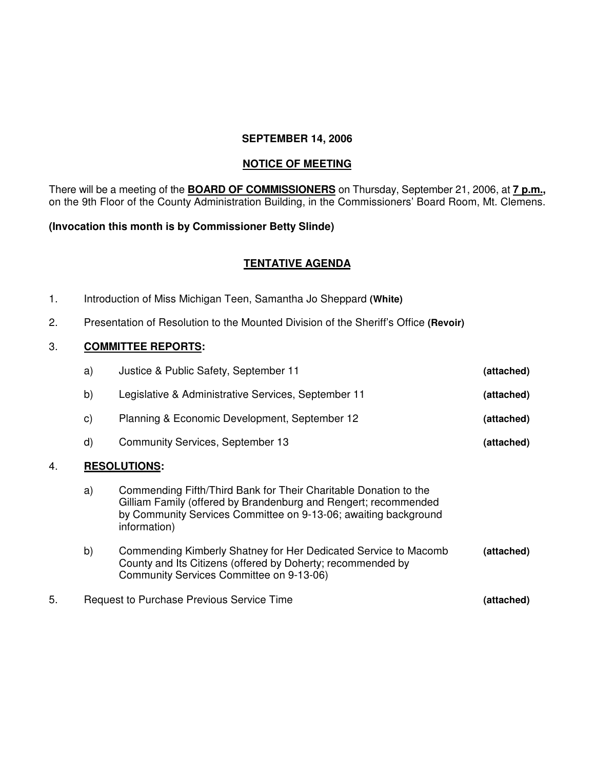**SEPTEMBER 14, 2006**

## NOTICE OF MEETING

There will be a meeting of the **BOARD OF COMMISSIONERS** on Thursday, September 21, 2006, at **7 p.m.,** on the 9th Floor of the County Administration Building, in the Commissioners' Board Room, Mt. Clemens.

**(Invocation this month is by Commissioner Betty Slinde)**

## TENTATIVE AGENDA

1. Introduction of Miss Michigan Teen, Samantha Jo Sheppard **(White)**

2. Presentation of Resolution to the Mounted Division of the Sheriff's Office **(Revoir)**

3. **COMMITTEE REPORTS:**

   a) Justice & Public Safety, September 11 **(attached)**

   b) Legislative & Administrative Services, September 11 **(attached)**

   c) Planning & Economic Development, September 12 **(attached)**

   d) Community Services, September 13 **(attached)**

4. **RESOLUTIONS:**

   a) Commending Fifth/Third Bank for Their Charitable Donation to the Gilliam Family (offered by Brandenburg and Rengert; recommended by Community Services Committee on 9-13-06; awaiting background information)

   b) Commending Kimberly Shatney for Her Dedicated Service to Macomb County and Its Citizens (offered by Doherty; recommended by Community Services Committee on 9-13-06) **(attached)**

5. Request to Purchase Previous Service Time **(attached)**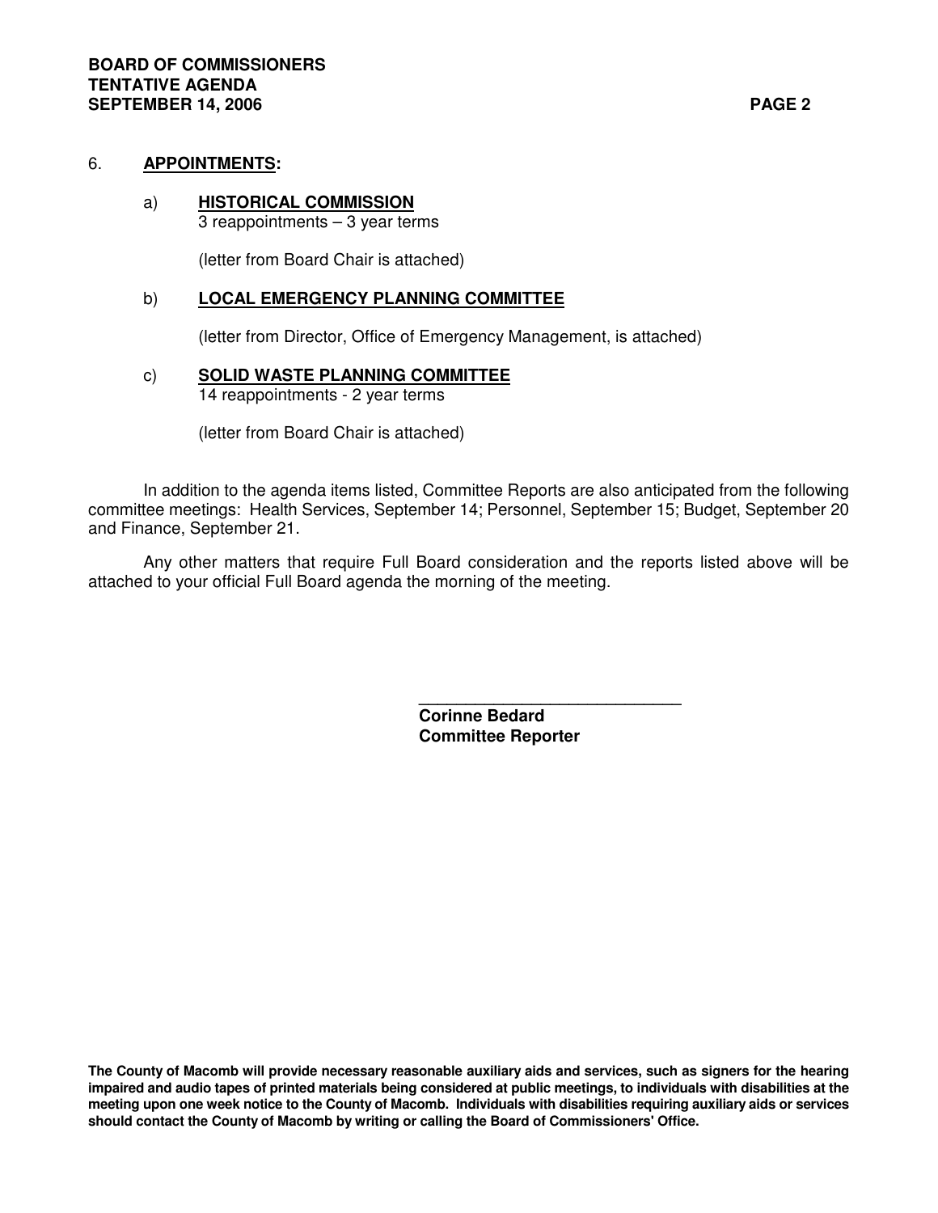6. **APPOINTMENTS:**

   a) **HISTORICAL COMMISSION**
   3 reappointments – 3 year terms

   (letter from Board Chair is attached)

   b) **LOCAL EMERGENCY PLANNING COMMITTEE**

   (letter from Director, Office of Emergency Management, is attached)

   c) **SOLID WASTE PLANNING COMMITTEE**
   14 reappointments - 2 year terms

   (letter from Board Chair is attached)

In addition to the agenda items listed, Committee Reports are also anticipated from the following committee meetings: Health Services, September 14; Personnel, September 15; Budget, September 20 and Finance, September 21.

Any other matters that require Full Board consideration and the reports listed above will be attached to your official Full Board agenda the morning of the meeting.

\_\_\_\_\_\_\_\_\_\_\_\_\_\_\_\_\_\_\_\_\_\_\_\_\_\_\_\_
**Corinne Bedard**
**Committee Reporter**

**The County of Macomb will provide necessary reasonable auxiliary aids and services, such as signers for the hearing impaired and audio tapes of printed materials being considered at public meetings, to individuals with disabilities at the meeting upon one week notice to the County of Macomb. Individuals with disabilities requiring auxiliary aids or services should contact the County of Macomb by writing or calling the Board of Commissioners' Office.**